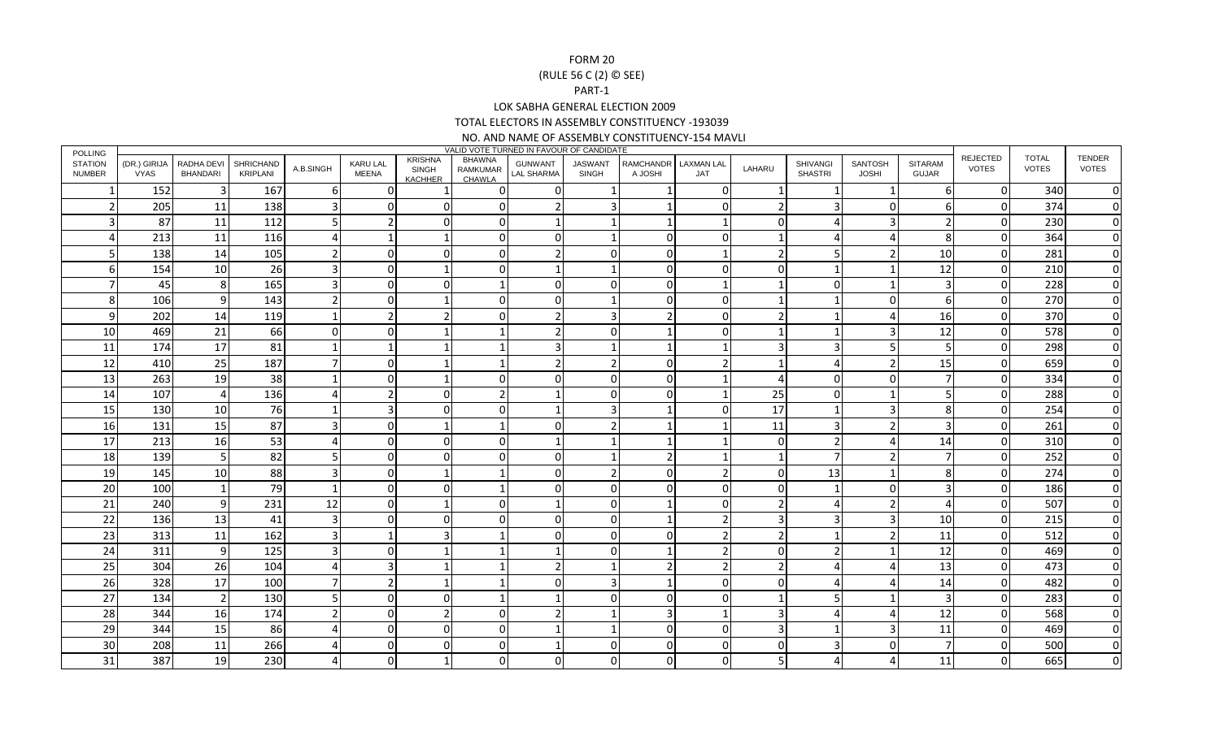FORM 20

(RULE 56 C (2) © SEE)

PART-1

LOK SABHA GENERAL ELECTION 2009

TOTAL ELECTORS IN ASSEMBLY CONSTITUENCY -193039

NO. AND NAME OF ASSEMBLY CONSTITUENCY-154 MAVLI

| POLLING STATION NUMBER | VALID VOTE TURNED IN FAVOUR OF CANDIDATE | | | | | | | | | | | | | | | REJECTED VOTES | TOTAL VOTES | TENDER VOTES |
|---|---|---|---|---|---|---|---|---|---|---|---|---|---|---|---|---|---|---|
| | (DR.) GIRIJA VYAS | RADHA DEVI BHANDARI | SHRICHAND KRIPLANI | A.B.SINGH | KARU LAL MEENA | KRISHNA SINGH KACHHER | BHAWNA RAMKUMAR CHAWLA | GUNWANT LAL SHARMA | JASWANT SINGH | RAMCHANDRA JOSHI | LAXMAN LAL JAT | LAHARU | SHIVANGI SHASTRI | SANTOSH JOSHI | SITARAM GUJAR | | | |
| 1 | 152 | 3 | 167 | 6 | 0 | 1 | 0 | 0 | 1 | 1 | 0 | 1 | 1 | 1 | 6 | 0 | 340 | 0 |
| 2 | 205 | 11 | 138 | 3 | 0 | 0 | 0 | 2 | 3 | 1 | 0 | 2 | 3 | 0 | 6 | 0 | 374 | 0 |
| 3 | 87 | 11 | 112 | 5 | 2 | 0 | 0 | 1 | 1 | 1 | 1 | 0 | 4 | 3 | 2 | 0 | 230 | 0 |
| 4 | 213 | 11 | 116 | 4 | 1 | 1 | 0 | 0 | 1 | 0 | 0 | 1 | 4 | 4 | 8 | 0 | 364 | 0 |
| 5 | 138 | 14 | 105 | 2 | 0 | 0 | 0 | 2 | 0 | 0 | 1 | 2 | 5 | 2 | 10 | 0 | 281 | 0 |
| 6 | 154 | 10 | 26 | 3 | 0 | 1 | 0 | 1 | 1 | 0 | 0 | 0 | 1 | 1 | 12 | 0 | 210 | 0 |
| 7 | 45 | 8 | 165 | 3 | 0 | 0 | 1 | 0 | 0 | 0 | 1 | 1 | 0 | 1 | 3 | 0 | 228 | 0 |
| 8 | 106 | 9 | 143 | 2 | 0 | 1 | 0 | 0 | 1 | 0 | 0 | 1 | 1 | 0 | 6 | 0 | 270 | 0 |
| 9 | 202 | 14 | 119 | 1 | 2 | 2 | 0 | 2 | 3 | 2 | 0 | 2 | 1 | 4 | 16 | 0 | 370 | 0 |
| 10 | 469 | 21 | 66 | 0 | 0 | 1 | 1 | 2 | 0 | 1 | 0 | 1 | 1 | 3 | 12 | 0 | 578 | 0 |
| 11 | 174 | 17 | 81 | 1 | 1 | 1 | 1 | 3 | 1 | 1 | 1 | 3 | 3 | 5 | 5 | 0 | 298 | 0 |
| 12 | 410 | 25 | 187 | 7 | 0 | 1 | 1 | 2 | 2 | 0 | 2 | 1 | 4 | 2 | 15 | 0 | 659 | 0 |
| 13 | 263 | 19 | 38 | 1 | 0 | 1 | 0 | 0 | 0 | 0 | 1 | 4 | 0 | 0 | 7 | 0 | 334 | 0 |
| 14 | 107 | 4 | 136 | 4 | 2 | 0 | 2 | 1 | 0 | 0 | 1 | 25 | 0 | 1 | 5 | 0 | 288 | 0 |
| 15 | 130 | 10 | 76 | 1 | 3 | 0 | 0 | 1 | 3 | 1 | 0 | 17 | 1 | 3 | 8 | 0 | 254 | 0 |
| 16 | 131 | 15 | 87 | 3 | 0 | 1 | 1 | 0 | 2 | 1 | 1 | 11 | 3 | 2 | 3 | 0 | 261 | 0 |
| 17 | 213 | 16 | 53 | 4 | 0 | 0 | 0 | 1 | 1 | 1 | 1 | 0 | 2 | 4 | 14 | 0 | 310 | 0 |
| 18 | 139 | 5 | 82 | 5 | 0 | 0 | 0 | 0 | 1 | 2 | 1 | 1 | 7 | 2 | 7 | 0 | 252 | 0 |
| 19 | 145 | 10 | 88 | 3 | 0 | 1 | 1 | 0 | 2 | 0 | 2 | 0 | 13 | 1 | 8 | 0 | 274 | 0 |
| 20 | 100 | 1 | 79 | 1 | 0 | 0 | 1 | 0 | 0 | 0 | 0 | 0 | 1 | 0 | 3 | 0 | 186 | 0 |
| 21 | 240 | 9 | 231 | 12 | 0 | 1 | 0 | 1 | 0 | 1 | 0 | 2 | 4 | 2 | 4 | 0 | 507 | 0 |
| 22 | 136 | 13 | 41 | 3 | 0 | 0 | 0 | 0 | 0 | 1 | 2 | 3 | 3 | 3 | 10 | 0 | 215 | 0 |
| 23 | 313 | 11 | 162 | 3 | 1 | 3 | 1 | 0 | 0 | 0 | 2 | 2 | 1 | 2 | 11 | 0 | 512 | 0 |
| 24 | 311 | 9 | 125 | 3 | 0 | 1 | 1 | 1 | 0 | 1 | 2 | 0 | 2 | 1 | 12 | 0 | 469 | 0 |
| 25 | 304 | 26 | 104 | 4 | 3 | 1 | 1 | 2 | 1 | 2 | 2 | 2 | 4 | 4 | 13 | 0 | 473 | 0 |
| 26 | 328 | 17 | 100 | 7 | 2 | 1 | 1 | 0 | 3 | 1 | 0 | 0 | 4 | 4 | 14 | 0 | 482 | 0 |
| 27 | 134 | 2 | 130 | 5 | 0 | 0 | 1 | 1 | 0 | 0 | 0 | 1 | 5 | 1 | 3 | 0 | 283 | 0 |
| 28 | 344 | 16 | 174 | 2 | 0 | 2 | 0 | 2 | 1 | 3 | 1 | 3 | 4 | 4 | 12 | 0 | 568 | 0 |
| 29 | 344 | 15 | 86 | 4 | 0 | 0 | 0 | 1 | 1 | 0 | 0 | 3 | 1 | 3 | 11 | 0 | 469 | 0 |
| 30 | 208 | 11 | 266 | 4 | 0 | 0 | 0 | 1 | 0 | 0 | 0 | 0 | 3 | 0 | 7 | 0 | 500 | 0 |
| 31 | 387 | 19 | 230 | 4 | 0 | 1 | 0 | 0 | 0 | 0 | 0 | 5 | 4 | 4 | 11 | 0 | 665 | 0 |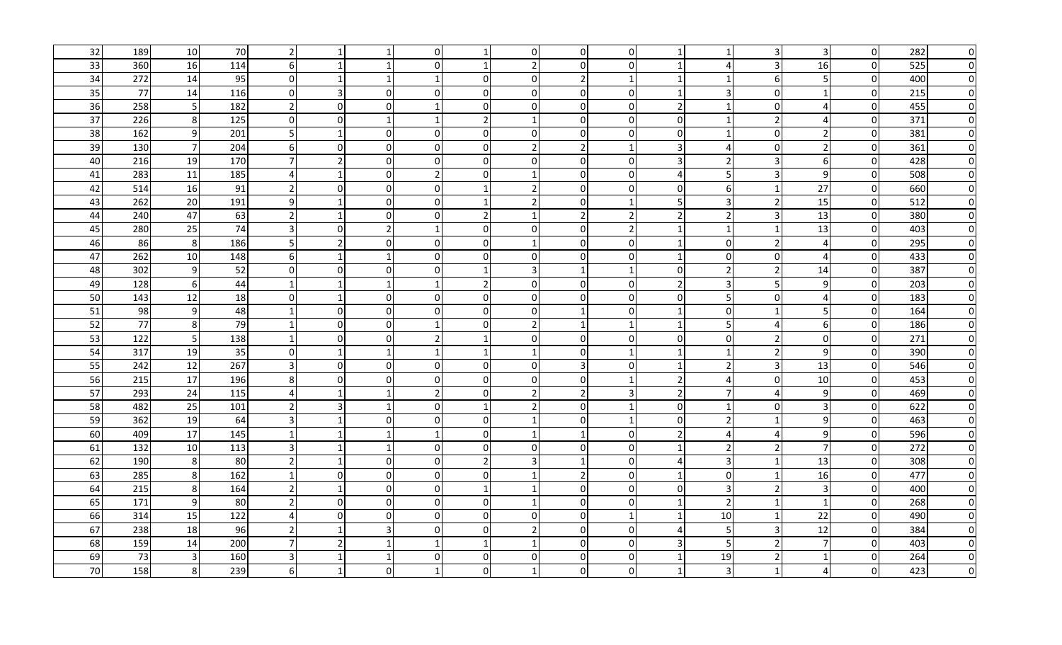| 32 | 189 | 10 | 70 | 2 | 1 | 1 | 0 | 1 | 0 | 0 | 0 | 1 | 1 | 3 | 3 | 0 | 282 | 0 |
|---|---|---|---|---|---|---|---|---|---|---|---|---|---|---|---|---|---|---|
| 33 | 360 | 16 | 114 | 6 | 1 | 1 | 0 | 1 | 2 | 0 | 0 | 1 | 4 | 3 | 16 | 0 | 525 | 0 |
| 34 | 272 | 14 | 95 | 0 | 1 | 1 | 1 | 0 | 0 | 2 | 1 | 1 | 1 | 6 | 5 | 0 | 400 | 0 |
| 35 | 77 | 14 | 116 | 0 | 3 | 0 | 0 | 0 | 0 | 0 | 0 | 1 | 3 | 0 | 1 | 0 | 215 | 0 |
| 36 | 258 | 5 | 182 | 2 | 0 | 0 | 1 | 0 | 0 | 0 | 0 | 2 | 1 | 0 | 4 | 0 | 455 | 0 |
| 37 | 226 | 8 | 125 | 0 | 0 | 1 | 1 | 2 | 1 | 0 | 0 | 0 | 1 | 2 | 4 | 0 | 371 | 0 |
| 38 | 162 | 9 | 201 | 5 | 1 | 0 | 0 | 0 | 0 | 0 | 0 | 0 | 1 | 0 | 2 | 0 | 381 | 0 |
| 39 | 130 | 7 | 204 | 6 | 0 | 0 | 0 | 0 | 2 | 2 | 1 | 3 | 4 | 0 | 2 | 0 | 361 | 0 |
| 40 | 216 | 19 | 170 | 7 | 2 | 0 | 0 | 0 | 0 | 0 | 0 | 3 | 2 | 3 | 6 | 0 | 428 | 0 |
| 41 | 283 | 11 | 185 | 4 | 1 | 0 | 2 | 0 | 1 | 0 | 0 | 4 | 5 | 3 | 9 | 0 | 508 | 0 |
| 42 | 514 | 16 | 91 | 2 | 0 | 0 | 0 | 1 | 2 | 0 | 0 | 0 | 6 | 1 | 27 | 0 | 660 | 0 |
| 43 | 262 | 20 | 191 | 9 | 1 | 0 | 0 | 1 | 2 | 0 | 1 | 5 | 3 | 2 | 15 | 0 | 512 | 0 |
| 44 | 240 | 47 | 63 | 2 | 1 | 0 | 0 | 2 | 1 | 2 | 2 | 2 | 2 | 3 | 13 | 0 | 380 | 0 |
| 45 | 280 | 25 | 74 | 3 | 0 | 2 | 1 | 0 | 0 | 0 | 2 | 1 | 1 | 1 | 13 | 0 | 403 | 0 |
| 46 | 86 | 8 | 186 | 5 | 2 | 0 | 0 | 0 | 1 | 0 | 0 | 1 | 0 | 2 | 4 | 0 | 295 | 0 |
| 47 | 262 | 10 | 148 | 6 | 1 | 1 | 0 | 0 | 0 | 0 | 0 | 1 | 0 | 0 | 4 | 0 | 433 | 0 |
| 48 | 302 | 9 | 52 | 0 | 0 | 0 | 0 | 1 | 3 | 1 | 1 | 0 | 2 | 2 | 14 | 0 | 387 | 0 |
| 49 | 128 | 6 | 44 | 1 | 1 | 1 | 1 | 2 | 0 | 0 | 0 | 2 | 3 | 5 | 9 | 0 | 203 | 0 |
| 50 | 143 | 12 | 18 | 0 | 1 | 0 | 0 | 0 | 0 | 0 | 0 | 0 | 5 | 0 | 4 | 0 | 183 | 0 |
| 51 | 98 | 9 | 48 | 1 | 0 | 0 | 0 | 0 | 0 | 1 | 0 | 1 | 0 | 1 | 5 | 0 | 164 | 0 |
| 52 | 77 | 8 | 79 | 1 | 0 | 0 | 1 | 0 | 2 | 1 | 1 | 1 | 5 | 4 | 6 | 0 | 186 | 0 |
| 53 | 122 | 5 | 138 | 1 | 0 | 0 | 2 | 1 | 0 | 0 | 0 | 0 | 0 | 2 | 0 | 0 | 271 | 0 |
| 54 | 317 | 19 | 35 | 0 | 1 | 1 | 1 | 1 | 1 | 0 | 1 | 1 | 1 | 2 | 9 | 0 | 390 | 0 |
| 55 | 242 | 12 | 267 | 3 | 0 | 0 | 0 | 0 | 0 | 3 | 0 | 1 | 2 | 3 | 13 | 0 | 546 | 0 |
| 56 | 215 | 17 | 196 | 8 | 0 | 0 | 0 | 0 | 0 | 0 | 1 | 2 | 4 | 0 | 10 | 0 | 453 | 0 |
| 57 | 293 | 24 | 115 | 4 | 1 | 1 | 2 | 0 | 2 | 2 | 3 | 2 | 7 | 4 | 9 | 0 | 469 | 0 |
| 58 | 482 | 25 | 101 | 2 | 3 | 1 | 0 | 1 | 2 | 0 | 1 | 0 | 1 | 0 | 3 | 0 | 622 | 0 |
| 59 | 362 | 19 | 64 | 3 | 1 | 0 | 0 | 0 | 1 | 0 | 1 | 0 | 2 | 1 | 9 | 0 | 463 | 0 |
| 60 | 409 | 17 | 145 | 1 | 1 | 1 | 1 | 0 | 1 | 1 | 0 | 2 | 4 | 4 | 9 | 0 | 596 | 0 |
| 61 | 132 | 10 | 113 | 3 | 1 | 1 | 0 | 0 | 0 | 0 | 0 | 1 | 2 | 2 | 7 | 0 | 272 | 0 |
| 62 | 190 | 8 | 80 | 2 | 1 | 0 | 0 | 2 | 3 | 1 | 0 | 4 | 3 | 1 | 13 | 0 | 308 | 0 |
| 63 | 285 | 8 | 162 | 1 | 0 | 0 | 0 | 0 | 1 | 2 | 0 | 1 | 0 | 1 | 16 | 0 | 477 | 0 |
| 64 | 215 | 8 | 164 | 2 | 1 | 0 | 0 | 1 | 1 | 0 | 0 | 0 | 3 | 2 | 3 | 0 | 400 | 0 |
| 65 | 171 | 9 | 80 | 2 | 0 | 0 | 0 | 0 | 1 | 0 | 0 | 1 | 2 | 1 | 1 | 0 | 268 | 0 |
| 66 | 314 | 15 | 122 | 4 | 0 | 0 | 0 | 0 | 0 | 0 | 1 | 1 | 10 | 1 | 22 | 0 | 490 | 0 |
| 67 | 238 | 18 | 96 | 2 | 1 | 3 | 0 | 0 | 2 | 0 | 0 | 4 | 5 | 3 | 12 | 0 | 384 | 0 |
| 68 | 159 | 14 | 200 | 7 | 2 | 1 | 1 | 1 | 1 | 0 | 0 | 3 | 5 | 2 | 7 | 0 | 403 | 0 |
| 69 | 73 | 3 | 160 | 3 | 1 | 1 | 0 | 0 | 0 | 0 | 0 | 1 | 19 | 2 | 1 | 0 | 264 | 0 |
| 70 | 158 | 8 | 239 | 6 | 1 | 0 | 1 | 0 | 1 | 0 | 0 | 1 | 3 | 1 | 4 | 0 | 423 | 0 |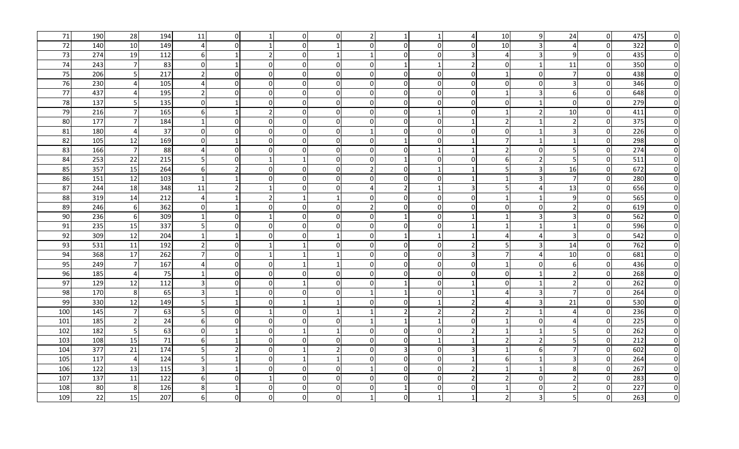| 71 | 190 | 28 | 194 | 11 | 0 | 1 | 0 | 0 | 2 | 1 | 1 | 4 | 10 | 9 | 24 | 0 | 475 | 0 |
|---|---|---|---|---|---|---|---|---|---|---|---|---|---|---|---|---|---|---|
| 72 | 140 | 10 | 149 | 4 | 0 | 1 | 0 | 1 | 0 | 0 | 0 | 0 | 10 | 3 | 4 | 0 | 322 | 0 |
| 73 | 274 | 19 | 112 | 6 | 1 | 2 | 0 | 1 | 1 | 0 | 0 | 3 | 4 | 3 | 9 | 0 | 435 | 0 |
| 74 | 243 | 7 | 83 | 0 | 1 | 0 | 0 | 0 | 0 | 1 | 1 | 2 | 0 | 1 | 11 | 0 | 350 | 0 |
| 75 | 206 | 5 | 217 | 2 | 0 | 0 | 0 | 0 | 0 | 0 | 0 | 0 | 1 | 0 | 7 | 0 | 438 | 0 |
| 76 | 230 | 4 | 105 | 4 | 0 | 0 | 0 | 0 | 0 | 0 | 0 | 0 | 0 | 0 | 3 | 0 | 346 | 0 |
| 77 | 437 | 4 | 195 | 2 | 0 | 0 | 0 | 0 | 0 | 0 | 0 | 0 | 1 | 3 | 6 | 0 | 648 | 0 |
| 78 | 137 | 5 | 135 | 0 | 1 | 0 | 0 | 0 | 0 | 0 | 0 | 0 | 0 | 1 | 0 | 0 | 279 | 0 |
| 79 | 216 | 7 | 165 | 6 | 1 | 2 | 0 | 0 | 0 | 0 | 1 | 0 | 1 | 2 | 10 | 0 | 411 | 0 |
| 80 | 177 | 7 | 184 | 1 | 0 | 0 | 0 | 0 | 0 | 0 | 0 | 1 | 2 | 1 | 2 | 0 | 375 | 0 |
| 81 | 180 | 4 | 37 | 0 | 0 | 0 | 0 | 0 | 1 | 0 | 0 | 0 | 0 | 1 | 3 | 0 | 226 | 0 |
| 82 | 105 | 12 | 169 | 0 | 1 | 0 | 0 | 0 | 0 | 1 | 0 | 1 | 7 | 1 | 1 | 0 | 298 | 0 |
| 83 | 166 | 7 | 88 | 4 | 0 | 0 | 0 | 0 | 0 | 0 | 1 | 1 | 2 | 0 | 5 | 0 | 274 | 0 |
| 84 | 253 | 22 | 215 | 5 | 0 | 1 | 1 | 0 | 0 | 1 | 0 | 0 | 6 | 2 | 5 | 0 | 511 | 0 |
| 85 | 357 | 15 | 264 | 6 | 2 | 0 | 0 | 0 | 2 | 0 | 1 | 1 | 5 | 3 | 16 | 0 | 672 | 0 |
| 86 | 151 | 12 | 103 | 1 | 1 | 0 | 0 | 0 | 0 | 0 | 0 | 1 | 1 | 3 | 7 | 0 | 280 | 0 |
| 87 | 244 | 18 | 348 | 11 | 2 | 1 | 0 | 0 | 4 | 2 | 1 | 3 | 5 | 4 | 13 | 0 | 656 | 0 |
| 88 | 319 | 14 | 212 | 4 | 1 | 2 | 1 | 1 | 0 | 0 | 0 | 0 | 1 | 1 | 9 | 0 | 565 | 0 |
| 89 | 246 | 6 | 362 | 0 | 1 | 0 | 0 | 0 | 2 | 0 | 0 | 0 | 0 | 0 | 2 | 0 | 619 | 0 |
| 90 | 236 | 6 | 309 | 1 | 0 | 1 | 0 | 0 | 0 | 1 | 0 | 1 | 1 | 3 | 3 | 0 | 562 | 0 |
| 91 | 235 | 15 | 337 | 5 | 0 | 0 | 0 | 0 | 0 | 0 | 0 | 1 | 1 | 1 | 1 | 0 | 596 | 0 |
| 92 | 309 | 12 | 204 | 1 | 1 | 0 | 0 | 1 | 0 | 1 | 1 | 1 | 4 | 4 | 3 | 0 | 542 | 0 |
| 93 | 531 | 11 | 192 | 2 | 0 | 1 | 1 | 0 | 0 | 0 | 0 | 2 | 5 | 3 | 14 | 0 | 762 | 0 |
| 94 | 368 | 17 | 262 | 7 | 0 | 1 | 1 | 1 | 0 | 0 | 0 | 3 | 7 | 4 | 10 | 0 | 681 | 0 |
| 95 | 249 | 7 | 167 | 4 | 0 | 0 | 1 | 1 | 0 | 0 | 0 | 0 | 1 | 0 | 6 | 0 | 436 | 0 |
| 96 | 185 | 4 | 75 | 1 | 0 | 0 | 0 | 0 | 0 | 0 | 0 | 0 | 0 | 1 | 2 | 0 | 268 | 0 |
| 97 | 129 | 12 | 112 | 3 | 0 | 0 | 1 | 0 | 0 | 1 | 0 | 1 | 0 | 1 | 2 | 0 | 262 | 0 |
| 98 | 170 | 8 | 65 | 3 | 1 | 0 | 0 | 0 | 1 | 1 | 0 | 1 | 4 | 3 | 7 | 0 | 264 | 0 |
| 99 | 330 | 12 | 149 | 5 | 1 | 0 | 1 | 1 | 0 | 0 | 1 | 2 | 4 | 3 | 21 | 0 | 530 | 0 |
| 100 | 145 | 7 | 63 | 5 | 0 | 1 | 0 | 1 | 1 | 2 | 2 | 2 | 2 | 1 | 4 | 0 | 236 | 0 |
| 101 | 185 | 2 | 24 | 6 | 0 | 0 | 0 | 0 | 1 | 1 | 1 | 0 | 1 | 0 | 4 | 0 | 225 | 0 |
| 102 | 182 | 5 | 63 | 0 | 1 | 0 | 1 | 1 | 0 | 0 | 0 | 2 | 1 | 1 | 5 | 0 | 262 | 0 |
| 103 | 108 | 15 | 71 | 6 | 1 | 0 | 0 | 0 | 0 | 0 | 1 | 1 | 2 | 2 | 5 | 0 | 212 | 0 |
| 104 | 377 | 21 | 174 | 5 | 2 | 0 | 1 | 2 | 0 | 3 | 0 | 3 | 1 | 6 | 7 | 0 | 602 | 0 |
| 105 | 117 | 4 | 124 | 5 | 1 | 0 | 1 | 1 | 0 | 0 | 0 | 1 | 6 | 1 | 3 | 0 | 264 | 0 |
| 106 | 122 | 13 | 115 | 3 | 1 | 0 | 0 | 0 | 1 | 0 | 0 | 2 | 1 | 1 | 8 | 0 | 267 | 0 |
| 107 | 137 | 11 | 122 | 6 | 0 | 1 | 0 | 0 | 0 | 0 | 0 | 2 | 2 | 0 | 2 | 0 | 283 | 0 |
| 108 | 80 | 8 | 126 | 8 | 1 | 0 | 0 | 0 | 0 | 1 | 0 | 0 | 1 | 0 | 2 | 0 | 227 | 0 |
| 109 | 22 | 15 | 207 | 6 | 0 | 0 | 0 | 0 | 1 | 0 | 1 | 1 | 2 | 3 | 5 | 0 | 263 | 0 |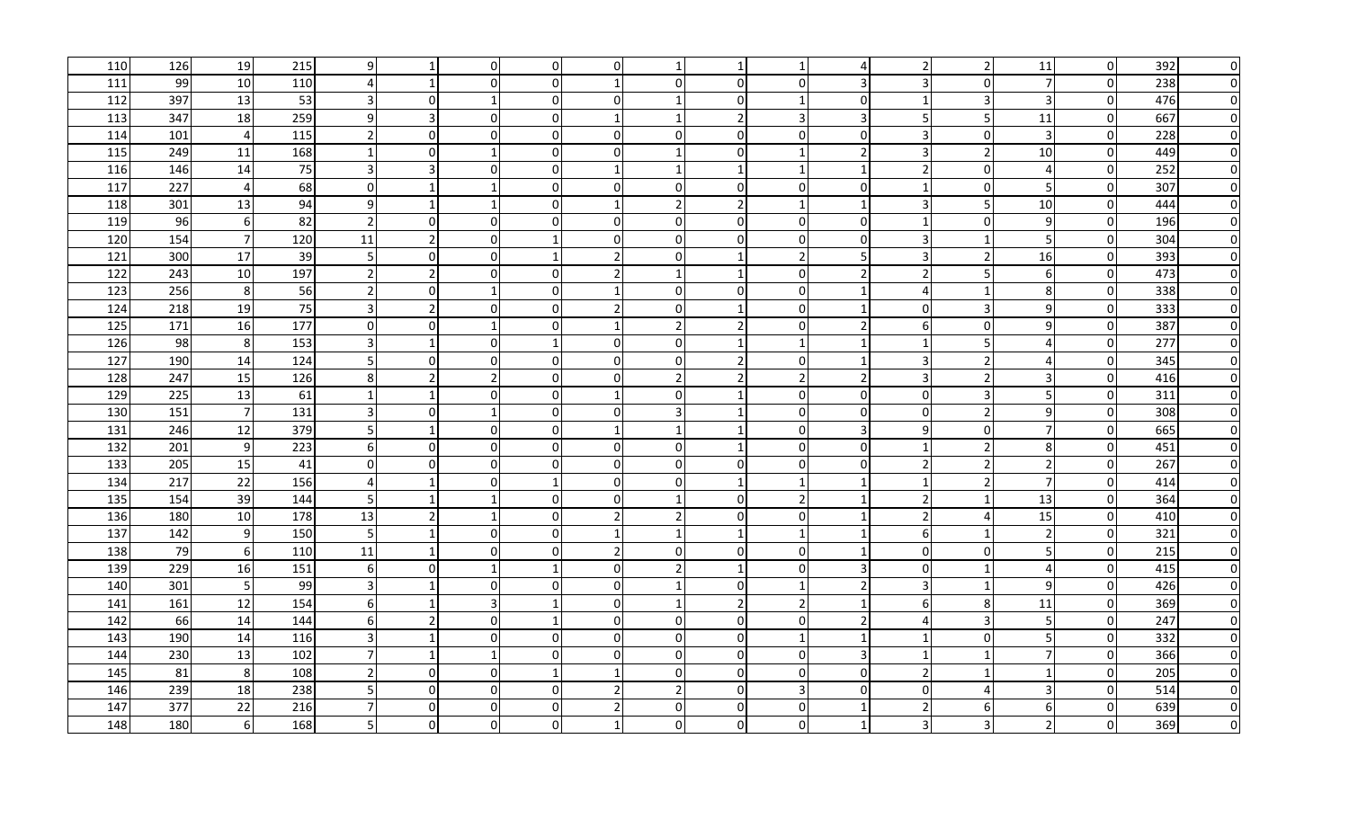| 110 | 126 | 19 | 215 | 9 | 1 | 0 | 0 | 0 | 1 | 1 | 1 | 4 | 2 | 2 | 11 | 0 | 392 | 0 |
|---|---|---|---|---|---|---|---|---|---|---|---|---|---|---|---|---|---|---|
| 111 | 99 | 10 | 110 | 4 | 1 | 0 | 0 | 1 | 0 | 0 | 0 | 3 | 3 | 0 | 7 | 0 | 238 | 0 |
| 112 | 397 | 13 | 53 | 3 | 0 | 1 | 0 | 0 | 1 | 0 | 1 | 0 | 1 | 3 | 3 | 0 | 476 | 0 |
| 113 | 347 | 18 | 259 | 9 | 3 | 0 | 0 | 1 | 1 | 2 | 3 | 3 | 5 | 5 | 11 | 0 | 667 | 0 |
| 114 | 101 | 4 | 115 | 2 | 0 | 0 | 0 | 0 | 0 | 0 | 0 | 0 | 3 | 0 | 3 | 0 | 228 | 0 |
| 115 | 249 | 11 | 168 | 1 | 0 | 1 | 0 | 0 | 1 | 0 | 1 | 2 | 3 | 2 | 10 | 0 | 449 | 0 |
| 116 | 146 | 14 | 75 | 3 | 3 | 0 | 0 | 1 | 1 | 1 | 1 | 1 | 2 | 0 | 4 | 0 | 252 | 0 |
| 117 | 227 | 4 | 68 | 0 | 1 | 1 | 0 | 0 | 0 | 0 | 0 | 0 | 1 | 0 | 5 | 0 | 307 | 0 |
| 118 | 301 | 13 | 94 | 9 | 1 | 1 | 0 | 1 | 2 | 2 | 1 | 1 | 3 | 5 | 10 | 0 | 444 | 0 |
| 119 | 96 | 6 | 82 | 2 | 0 | 0 | 0 | 0 | 0 | 0 | 0 | 0 | 1 | 0 | 9 | 0 | 196 | 0 |
| 120 | 154 | 7 | 120 | 11 | 2 | 0 | 1 | 0 | 0 | 0 | 0 | 0 | 3 | 1 | 5 | 0 | 304 | 0 |
| 121 | 300 | 17 | 39 | 5 | 0 | 0 | 1 | 2 | 0 | 1 | 2 | 5 | 3 | 2 | 16 | 0 | 393 | 0 |
| 122 | 243 | 10 | 197 | 2 | 2 | 0 | 0 | 2 | 1 | 1 | 0 | 2 | 2 | 5 | 6 | 0 | 473 | 0 |
| 123 | 256 | 8 | 56 | 2 | 0 | 1 | 0 | 1 | 0 | 0 | 0 | 1 | 4 | 1 | 8 | 0 | 338 | 0 |
| 124 | 218 | 19 | 75 | 3 | 2 | 0 | 0 | 2 | 0 | 1 | 0 | 1 | 0 | 3 | 9 | 0 | 333 | 0 |
| 125 | 171 | 16 | 177 | 0 | 0 | 1 | 0 | 1 | 2 | 2 | 0 | 2 | 6 | 0 | 9 | 0 | 387 | 0 |
| 126 | 98 | 8 | 153 | 3 | 1 | 0 | 1 | 0 | 0 | 1 | 1 | 1 | 1 | 5 | 4 | 0 | 277 | 0 |
| 127 | 190 | 14 | 124 | 5 | 0 | 0 | 0 | 0 | 0 | 2 | 0 | 1 | 3 | 2 | 4 | 0 | 345 | 0 |
| 128 | 247 | 15 | 126 | 8 | 2 | 2 | 0 | 0 | 2 | 2 | 2 | 2 | 3 | 2 | 3 | 0 | 416 | 0 |
| 129 | 225 | 13 | 61 | 1 | 1 | 0 | 0 | 1 | 0 | 1 | 0 | 0 | 0 | 3 | 5 | 0 | 311 | 0 |
| 130 | 151 | 7 | 131 | 3 | 0 | 1 | 0 | 0 | 3 | 1 | 0 | 0 | 0 | 2 | 9 | 0 | 308 | 0 |
| 131 | 246 | 12 | 379 | 5 | 1 | 0 | 0 | 1 | 1 | 1 | 0 | 3 | 9 | 0 | 7 | 0 | 665 | 0 |
| 132 | 201 | 9 | 223 | 6 | 0 | 0 | 0 | 0 | 0 | 1 | 0 | 0 | 1 | 2 | 8 | 0 | 451 | 0 |
| 133 | 205 | 15 | 41 | 0 | 0 | 0 | 0 | 0 | 0 | 0 | 0 | 0 | 2 | 2 | 2 | 0 | 267 | 0 |
| 134 | 217 | 22 | 156 | 4 | 1 | 0 | 1 | 0 | 0 | 1 | 1 | 1 | 1 | 2 | 7 | 0 | 414 | 0 |
| 135 | 154 | 39 | 144 | 5 | 1 | 1 | 0 | 0 | 1 | 0 | 2 | 1 | 2 | 1 | 13 | 0 | 364 | 0 |
| 136 | 180 | 10 | 178 | 13 | 2 | 1 | 0 | 2 | 2 | 0 | 0 | 1 | 2 | 4 | 15 | 0 | 410 | 0 |
| 137 | 142 | 9 | 150 | 5 | 1 | 0 | 0 | 1 | 1 | 1 | 1 | 1 | 6 | 1 | 2 | 0 | 321 | 0 |
| 138 | 79 | 6 | 110 | 11 | 1 | 0 | 0 | 2 | 0 | 0 | 0 | 1 | 0 | 0 | 5 | 0 | 215 | 0 |
| 139 | 229 | 16 | 151 | 6 | 0 | 1 | 1 | 0 | 2 | 1 | 0 | 3 | 0 | 1 | 4 | 0 | 415 | 0 |
| 140 | 301 | 5 | 99 | 3 | 1 | 0 | 0 | 0 | 1 | 0 | 1 | 2 | 3 | 1 | 9 | 0 | 426 | 0 |
| 141 | 161 | 12 | 154 | 6 | 1 | 3 | 1 | 0 | 1 | 2 | 2 | 1 | 6 | 8 | 11 | 0 | 369 | 0 |
| 142 | 66 | 14 | 144 | 6 | 2 | 0 | 1 | 0 | 0 | 0 | 0 | 2 | 4 | 3 | 5 | 0 | 247 | 0 |
| 143 | 190 | 14 | 116 | 3 | 1 | 0 | 0 | 0 | 0 | 0 | 1 | 1 | 1 | 0 | 5 | 0 | 332 | 0 |
| 144 | 230 | 13 | 102 | 7 | 1 | 1 | 0 | 0 | 0 | 0 | 0 | 3 | 1 | 1 | 7 | 0 | 366 | 0 |
| 145 | 81 | 8 | 108 | 2 | 0 | 0 | 1 | 1 | 0 | 0 | 0 | 0 | 2 | 1 | 1 | 0 | 205 | 0 |
| 146 | 239 | 18 | 238 | 5 | 0 | 0 | 0 | 2 | 2 | 0 | 3 | 0 | 0 | 4 | 3 | 0 | 514 | 0 |
| 147 | 377 | 22 | 216 | 7 | 0 | 0 | 0 | 2 | 0 | 0 | 0 | 1 | 2 | 6 | 6 | 0 | 639 | 0 |
| 148 | 180 | 6 | 168 | 5 | 0 | 0 | 0 | 1 | 0 | 0 | 0 | 1 | 3 | 3 | 2 | 0 | 369 | 0 |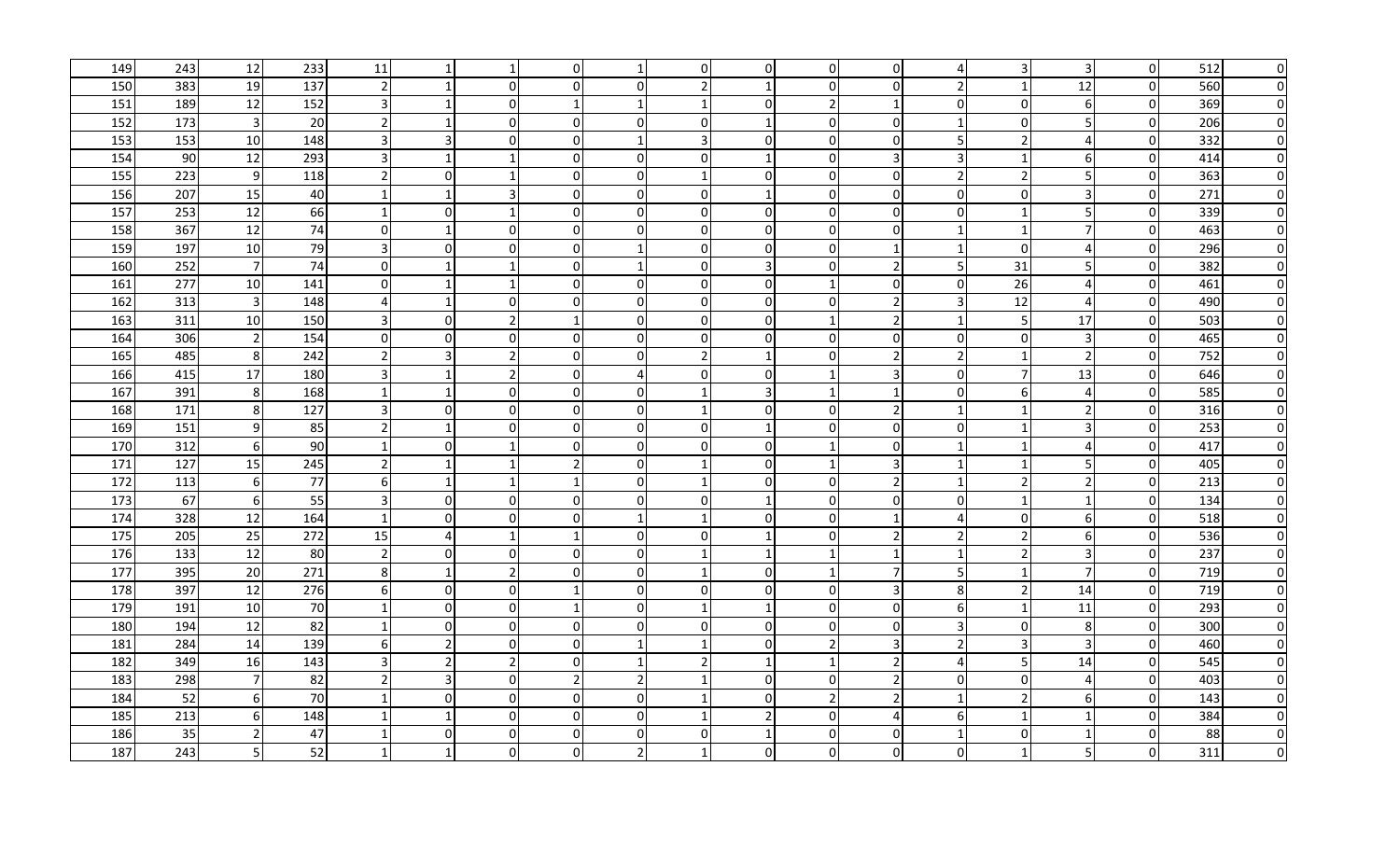| | | | | | | | | | | | | | | | | | | |
|---|---|---|---|---|---|---|---|---|---|---|---|---|---|---|---|---|---|---|
| 149 | 243 | 12 | 233 | 11 | 1 | 1 | 0 | 1 | 0 | 0 | 0 | 0 | 4 | 3 | 3 | 0 | 512 | 0 |
| 150 | 383 | 19 | 137 | 2 | 1 | 0 | 0 | 0 | 2 | 1 | 0 | 0 | 2 | 1 | 12 | 0 | 560 | 0 |
| 151 | 189 | 12 | 152 | 3 | 1 | 0 | 1 | 1 | 1 | 0 | 2 | 1 | 0 | 0 | 6 | 0 | 369 | 0 |
| 152 | 173 | 3 | 20 | 2 | 1 | 0 | 0 | 0 | 0 | 1 | 0 | 0 | 1 | 0 | 5 | 0 | 206 | 0 |
| 153 | 153 | 10 | 148 | 3 | 3 | 0 | 0 | 1 | 3 | 0 | 0 | 0 | 5 | 2 | 4 | 0 | 332 | 0 |
| 154 | 90 | 12 | 293 | 3 | 1 | 1 | 0 | 0 | 0 | 1 | 0 | 3 | 3 | 1 | 6 | 0 | 414 | 0 |
| 155 | 223 | 9 | 118 | 2 | 0 | 1 | 0 | 0 | 1 | 0 | 0 | 0 | 2 | 2 | 5 | 0 | 363 | 0 |
| 156 | 207 | 15 | 40 | 1 | 1 | 3 | 0 | 0 | 0 | 1 | 0 | 0 | 0 | 0 | 3 | 0 | 271 | 0 |
| 157 | 253 | 12 | 66 | 1 | 0 | 1 | 0 | 0 | 0 | 0 | 0 | 0 | 0 | 1 | 5 | 0 | 339 | 0 |
| 158 | 367 | 12 | 74 | 0 | 1 | 0 | 0 | 0 | 0 | 0 | 0 | 0 | 1 | 1 | 7 | 0 | 463 | 0 |
| 159 | 197 | 10 | 79 | 3 | 0 | 0 | 0 | 1 | 0 | 0 | 0 | 1 | 1 | 0 | 4 | 0 | 296 | 0 |
| 160 | 252 | 7 | 74 | 0 | 1 | 1 | 0 | 1 | 0 | 3 | 0 | 2 | 5 | 31 | 5 | 0 | 382 | 0 |
| 161 | 277 | 10 | 141 | 0 | 1 | 1 | 0 | 0 | 0 | 0 | 1 | 0 | 0 | 26 | 4 | 0 | 461 | 0 |
| 162 | 313 | 3 | 148 | 4 | 1 | 0 | 0 | 0 | 0 | 0 | 0 | 2 | 3 | 12 | 4 | 0 | 490 | 0 |
| 163 | 311 | 10 | 150 | 3 | 0 | 2 | 1 | 0 | 0 | 0 | 1 | 2 | 1 | 5 | 17 | 0 | 503 | 0 |
| 164 | 306 | 2 | 154 | 0 | 0 | 0 | 0 | 0 | 0 | 0 | 0 | 0 | 0 | 0 | 3 | 0 | 465 | 0 |
| 165 | 485 | 8 | 242 | 2 | 3 | 2 | 0 | 0 | 2 | 1 | 0 | 2 | 2 | 1 | 2 | 0 | 752 | 0 |
| 166 | 415 | 17 | 180 | 3 | 1 | 2 | 0 | 4 | 0 | 0 | 1 | 3 | 0 | 7 | 13 | 0 | 646 | 0 |
| 167 | 391 | 8 | 168 | 1 | 1 | 0 | 0 | 0 | 1 | 3 | 1 | 1 | 0 | 6 | 4 | 0 | 585 | 0 |
| 168 | 171 | 8 | 127 | 3 | 0 | 0 | 0 | 0 | 1 | 0 | 0 | 2 | 1 | 1 | 2 | 0 | 316 | 0 |
| 169 | 151 | 9 | 85 | 2 | 1 | 0 | 0 | 0 | 0 | 1 | 0 | 0 | 0 | 1 | 3 | 0 | 253 | 0 |
| 170 | 312 | 6 | 90 | 1 | 0 | 1 | 0 | 0 | 0 | 0 | 1 | 0 | 1 | 1 | 4 | 0 | 417 | 0 |
| 171 | 127 | 15 | 245 | 2 | 1 | 1 | 2 | 0 | 1 | 0 | 1 | 3 | 1 | 1 | 5 | 0 | 405 | 0 |
| 172 | 113 | 6 | 77 | 6 | 1 | 1 | 1 | 0 | 1 | 0 | 0 | 2 | 1 | 2 | 2 | 0 | 213 | 0 |
| 173 | 67 | 6 | 55 | 3 | 0 | 0 | 0 | 0 | 0 | 1 | 0 | 0 | 0 | 1 | 1 | 0 | 134 | 0 |
| 174 | 328 | 12 | 164 | 1 | 0 | 0 | 0 | 1 | 1 | 0 | 0 | 1 | 4 | 0 | 6 | 0 | 518 | 0 |
| 175 | 205 | 25 | 272 | 15 | 4 | 1 | 1 | 0 | 0 | 1 | 0 | 2 | 2 | 2 | 6 | 0 | 536 | 0 |
| 176 | 133 | 12 | 80 | 2 | 0 | 0 | 0 | 0 | 1 | 1 | 1 | 1 | 1 | 2 | 3 | 0 | 237 | 0 |
| 177 | 395 | 20 | 271 | 8 | 1 | 2 | 0 | 0 | 1 | 0 | 1 | 7 | 5 | 1 | 7 | 0 | 719 | 0 |
| 178 | 397 | 12 | 276 | 6 | 0 | 0 | 1 | 0 | 0 | 0 | 0 | 3 | 8 | 2 | 14 | 0 | 719 | 0 |
| 179 | 191 | 10 | 70 | 1 | 0 | 0 | 1 | 0 | 1 | 1 | 0 | 0 | 6 | 1 | 11 | 0 | 293 | 0 |
| 180 | 194 | 12 | 82 | 1 | 0 | 0 | 0 | 0 | 0 | 0 | 0 | 0 | 3 | 0 | 8 | 0 | 300 | 0 |
| 181 | 284 | 14 | 139 | 6 | 2 | 0 | 0 | 1 | 1 | 0 | 2 | 3 | 2 | 3 | 3 | 0 | 460 | 0 |
| 182 | 349 | 16 | 143 | 3 | 2 | 2 | 0 | 1 | 2 | 1 | 1 | 2 | 4 | 5 | 14 | 0 | 545 | 0 |
| 183 | 298 | 7 | 82 | 2 | 3 | 0 | 2 | 2 | 1 | 0 | 0 | 2 | 0 | 0 | 4 | 0 | 403 | 0 |
| 184 | 52 | 6 | 70 | 1 | 0 | 0 | 0 | 0 | 1 | 0 | 2 | 2 | 1 | 2 | 6 | 0 | 143 | 0 |
| 185 | 213 | 6 | 148 | 1 | 1 | 0 | 0 | 0 | 1 | 2 | 0 | 4 | 6 | 1 | 1 | 0 | 384 | 0 |
| 186 | 35 | 2 | 47 | 1 | 0 | 0 | 0 | 0 | 0 | 1 | 0 | 0 | 1 | 0 | 1 | 0 | 88 | 0 |
| 187 | 243 | 5 | 52 | 1 | 1 | 0 | 0 | 2 | 1 | 0 | 0 | 0 | 0 | 1 | 5 | 0 | 311 | 0 |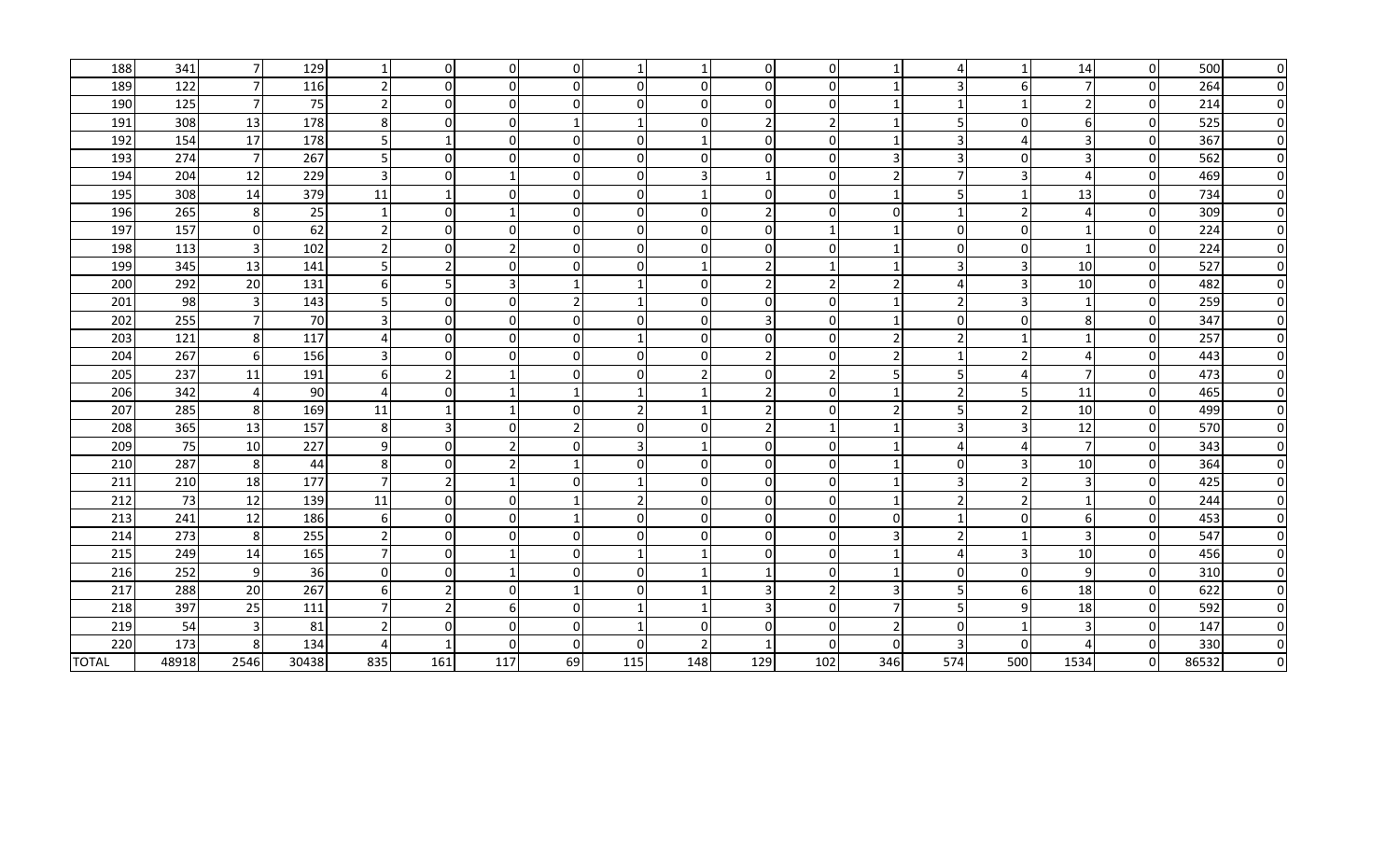| | | | | | | | | | | | | | | | | | | |
|---|---|---|---|---|---|---|---|---|---|---|---|---|---|---|---|---|---|---|
| 188 | 341 | 7 | 129 | 1 | 0 | 0 | 0 | 1 | 1 | 0 | 0 | 1 | 4 | 1 | 14 | 0 | 500 | 0 |
| 189 | 122 | 7 | 116 | 2 | 0 | 0 | 0 | 0 | 0 | 0 | 0 | 1 | 3 | 6 | 7 | 0 | 264 | 0 |
| 190 | 125 | 7 | 75 | 2 | 0 | 0 | 0 | 0 | 0 | 0 | 0 | 1 | 1 | 1 | 2 | 0 | 214 | 0 |
| 191 | 308 | 13 | 178 | 8 | 0 | 0 | 1 | 1 | 0 | 2 | 2 | 1 | 5 | 0 | 6 | 0 | 525 | 0 |
| 192 | 154 | 17 | 178 | 5 | 1 | 0 | 0 | 0 | 1 | 0 | 0 | 1 | 3 | 4 | 3 | 0 | 367 | 0 |
| 193 | 274 | 7 | 267 | 5 | 0 | 0 | 0 | 0 | 0 | 0 | 0 | 3 | 3 | 0 | 3 | 0 | 562 | 0 |
| 194 | 204 | 12 | 229 | 3 | 0 | 1 | 0 | 0 | 3 | 1 | 0 | 2 | 7 | 3 | 4 | 0 | 469 | 0 |
| 195 | 308 | 14 | 379 | 11 | 1 | 0 | 0 | 0 | 1 | 0 | 0 | 1 | 5 | 1 | 13 | 0 | 734 | 0 |
| 196 | 265 | 8 | 25 | 1 | 0 | 1 | 0 | 0 | 0 | 2 | 0 | 0 | 1 | 2 | 4 | 0 | 309 | 0 |
| 197 | 157 | 0 | 62 | 2 | 0 | 0 | 0 | 0 | 0 | 0 | 1 | 1 | 0 | 0 | 1 | 0 | 224 | 0 |
| 198 | 113 | 3 | 102 | 2 | 0 | 2 | 0 | 0 | 0 | 0 | 0 | 1 | 0 | 0 | 1 | 0 | 224 | 0 |
| 199 | 345 | 13 | 141 | 5 | 2 | 0 | 0 | 0 | 1 | 2 | 1 | 1 | 3 | 3 | 10 | 0 | 527 | 0 |
| 200 | 292 | 20 | 131 | 6 | 5 | 3 | 1 | 1 | 0 | 2 | 2 | 2 | 4 | 3 | 10 | 0 | 482 | 0 |
| 201 | 98 | 3 | 143 | 5 | 0 | 0 | 2 | 1 | 0 | 0 | 0 | 1 | 2 | 3 | 1 | 0 | 259 | 0 |
| 202 | 255 | 7 | 70 | 3 | 0 | 0 | 0 | 0 | 0 | 3 | 0 | 1 | 0 | 0 | 8 | 0 | 347 | 0 |
| 203 | 121 | 8 | 117 | 4 | 0 | 0 | 0 | 1 | 0 | 0 | 0 | 2 | 2 | 1 | 1 | 0 | 257 | 0 |
| 204 | 267 | 6 | 156 | 3 | 0 | 0 | 0 | 0 | 0 | 2 | 0 | 2 | 1 | 2 | 4 | 0 | 443 | 0 |
| 205 | 237 | 11 | 191 | 6 | 2 | 1 | 0 | 0 | 2 | 0 | 2 | 5 | 5 | 4 | 7 | 0 | 473 | 0 |
| 206 | 342 | 4 | 90 | 4 | 0 | 1 | 1 | 1 | 1 | 2 | 0 | 1 | 2 | 5 | 11 | 0 | 465 | 0 |
| 207 | 285 | 8 | 169 | 11 | 1 | 1 | 0 | 2 | 1 | 2 | 0 | 2 | 5 | 2 | 10 | 0 | 499 | 0 |
| 208 | 365 | 13 | 157 | 8 | 3 | 0 | 2 | 0 | 0 | 2 | 1 | 1 | 3 | 3 | 12 | 0 | 570 | 0 |
| 209 | 75 | 10 | 227 | 9 | 0 | 2 | 0 | 3 | 1 | 0 | 0 | 1 | 4 | 4 | 7 | 0 | 343 | 0 |
| 210 | 287 | 8 | 44 | 8 | 0 | 2 | 1 | 0 | 0 | 0 | 0 | 1 | 0 | 3 | 10 | 0 | 364 | 0 |
| 211 | 210 | 18 | 177 | 7 | 2 | 1 | 0 | 1 | 0 | 0 | 0 | 1 | 3 | 2 | 3 | 0 | 425 | 0 |
| 212 | 73 | 12 | 139 | 11 | 0 | 0 | 1 | 2 | 0 | 0 | 0 | 1 | 2 | 2 | 1 | 0 | 244 | 0 |
| 213 | 241 | 12 | 186 | 6 | 0 | 0 | 1 | 0 | 0 | 0 | 0 | 0 | 1 | 0 | 6 | 0 | 453 | 0 |
| 214 | 273 | 8 | 255 | 2 | 0 | 0 | 0 | 0 | 0 | 0 | 0 | 3 | 2 | 1 | 3 | 0 | 547 | 0 |
| 215 | 249 | 14 | 165 | 7 | 0 | 1 | 0 | 1 | 1 | 0 | 0 | 1 | 4 | 3 | 10 | 0 | 456 | 0 |
| 216 | 252 | 9 | 36 | 0 | 0 | 1 | 0 | 0 | 1 | 1 | 0 | 1 | 0 | 0 | 9 | 0 | 310 | 0 |
| 217 | 288 | 20 | 267 | 6 | 2 | 0 | 1 | 0 | 1 | 3 | 2 | 3 | 5 | 6 | 18 | 0 | 622 | 0 |
| 218 | 397 | 25 | 111 | 7 | 2 | 6 | 0 | 1 | 1 | 3 | 0 | 7 | 5 | 9 | 18 | 0 | 592 | 0 |
| 219 | 54 | 3 | 81 | 2 | 0 | 0 | 0 | 1 | 0 | 0 | 0 | 2 | 0 | 1 | 3 | 0 | 147 | 0 |
| 220 | 173 | 8 | 134 | 4 | 1 | 0 | 0 | 0 | 2 | 1 | 0 | 0 | 3 | 0 | 4 | 0 | 330 | 0 |
| TOTAL | 48918 | 2546 | 30438 | 835 | 161 | 117 | 69 | 115 | 148 | 129 | 102 | 346 | 574 | 500 | 1534 | 0 | 86532 | 0 |